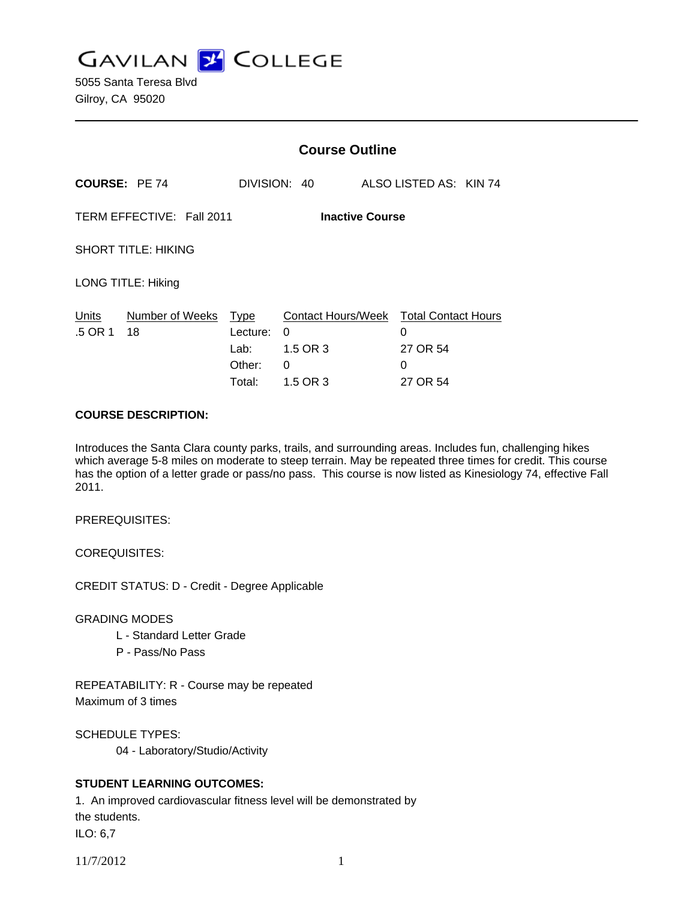# GAVILAN COLLEGE

5055 Santa Teresa Blvd
Gilroy, CA 95020

---

## Course Outline

**COURSE:** PE 74 DIVISION: 40 ALSO LISTED AS: KIN 74

TERM EFFECTIVE: Fall 2011 **Inactive Course**

SHORT TITLE: HIKING

LONG TITLE: Hiking

| Units | Number of Weeks | Type | Contact Hours/Week | Total Contact Hours |
|---|---|---|---|---|
| .5 OR 1 | 18 | Lecture: | 0 | 0 |
| | | Lab: | 1.5 OR 3 | 27 OR 54 |
| | | Other: | 0 | 0 |
| | | Total: | 1.5 OR 3 | 27 OR 54 |

**COURSE DESCRIPTION:**

Introduces the Santa Clara county parks, trails, and surrounding areas. Includes fun, challenging hikes which average 5-8 miles on moderate to steep terrain. May be repeated three times for credit. This course has the option of a letter grade or pass/no pass. This course is now listed as Kinesiology 74, effective Fall 2011.

PREREQUISITES:

COREQUISITES:

CREDIT STATUS: D - Credit - Degree Applicable

GRADING MODES

- L - Standard Letter Grade
- P - Pass/No Pass

REPEATABILITY: R - Course may be repeated
Maximum of 3 times

SCHEDULE TYPES:

- 04 - Laboratory/Studio/Activity

**STUDENT LEARNING OUTCOMES:**

1. An improved cardiovascular fitness level will be demonstrated by the students.
ILO: 6,7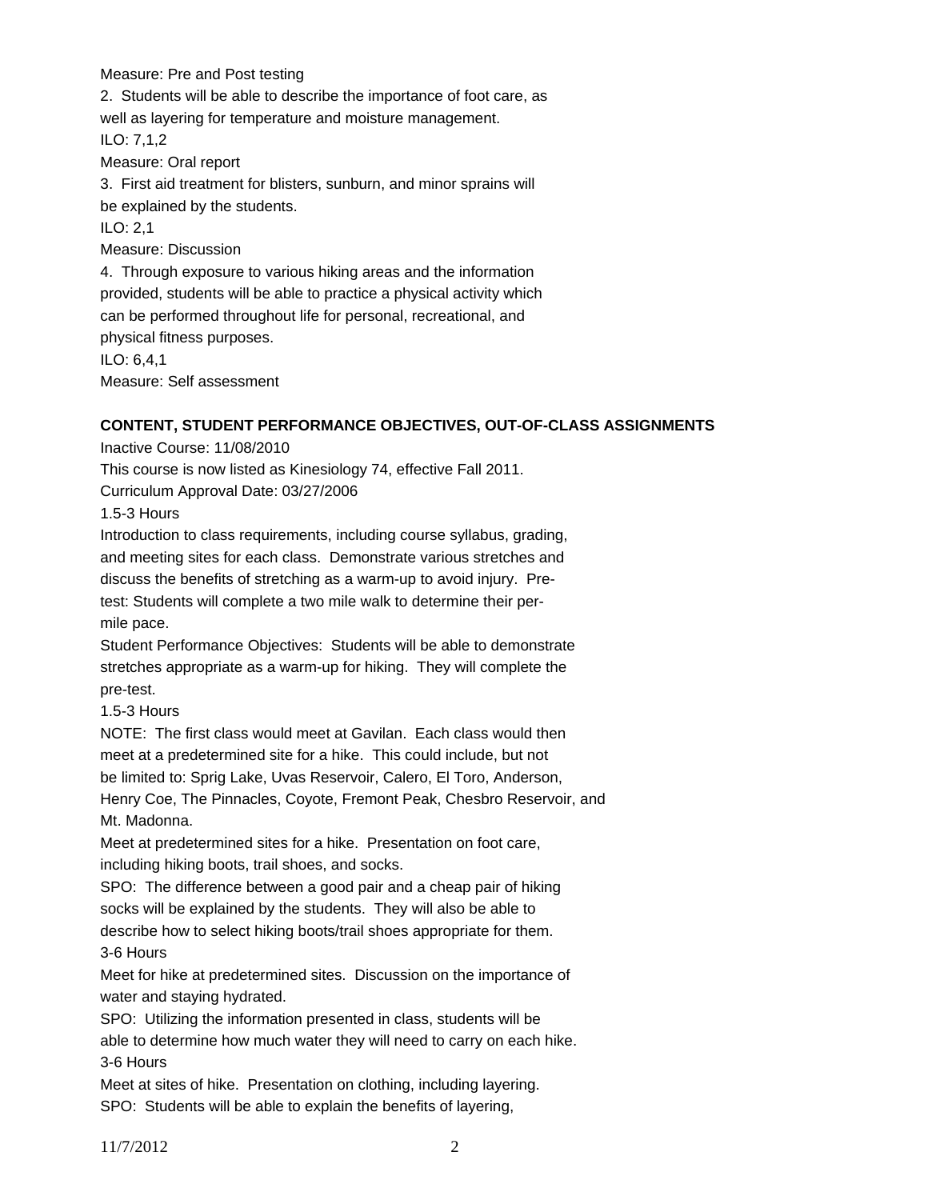Measure: Pre and Post testing

2. Students will be able to describe the importance of foot care, as well as layering for temperature and moisture management.
ILO: 7,1,2
Measure: Oral report

3. First aid treatment for blisters, sunburn, and minor sprains will be explained by the students.
ILO: 2,1
Measure: Discussion

4. Through exposure to various hiking areas and the information provided, students will be able to practice a physical activity which can be performed throughout life for personal, recreational, and physical fitness purposes.
ILO: 6,4,1
Measure: Self assessment

**CONTENT, STUDENT PERFORMANCE OBJECTIVES, OUT-OF-CLASS ASSIGNMENTS**

Inactive Course: 11/08/2010
This course is now listed as Kinesiology 74, effective Fall 2011.
Curriculum Approval Date: 03/27/2006

1.5-3 Hours

Introduction to class requirements, including course syllabus, grading, and meeting sites for each class. Demonstrate various stretches and discuss the benefits of stretching as a warm-up to avoid injury. Pre-test: Students will complete a two mile walk to determine their per-mile pace.

Student Performance Objectives: Students will be able to demonstrate stretches appropriate as a warm-up for hiking. They will complete the pre-test.

1.5-3 Hours

NOTE: The first class would meet at Gavilan. Each class would then meet at a predetermined site for a hike. This could include, but not be limited to: Sprig Lake, Uvas Reservoir, Calero, El Toro, Anderson, Henry Coe, The Pinnacles, Coyote, Fremont Peak, Chesbro Reservoir, and Mt. Madonna.

Meet at predetermined sites for a hike. Presentation on foot care, including hiking boots, trail shoes, and socks.

SPO: The difference between a good pair and a cheap pair of hiking socks will be explained by the students. They will also be able to describe how to select hiking boots/trail shoes appropriate for them.

3-6 Hours

Meet for hike at predetermined sites. Discussion on the importance of water and staying hydrated.

SPO: Utilizing the information presented in class, students will be able to determine how much water they will need to carry on each hike.

3-6 Hours

Meet at sites of hike. Presentation on clothing, including layering.

SPO: Students will be able to explain the benefits of layering,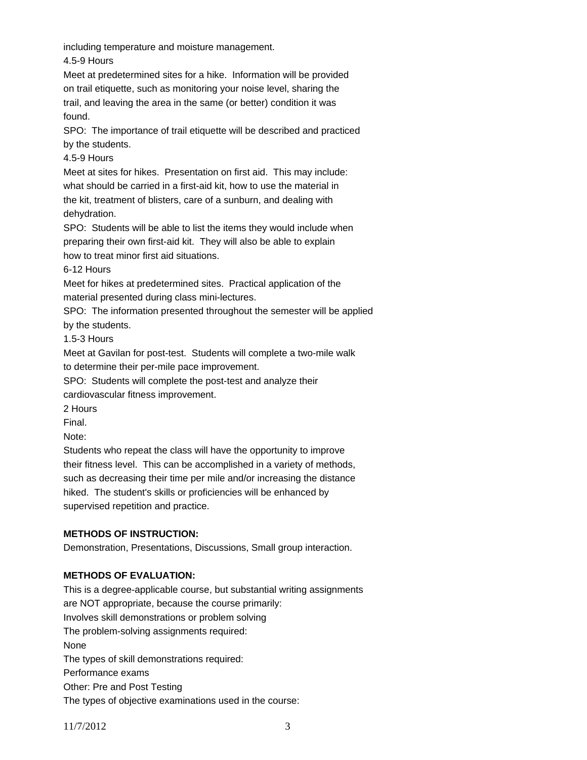including temperature and moisture management.

4.5-9 Hours

Meet at predetermined sites for a hike. Information will be provided on trail etiquette, such as monitoring your noise level, sharing the trail, and leaving the area in the same (or better) condition it was found.

SPO: The importance of trail etiquette will be described and practiced by the students.

4.5-9 Hours

Meet at sites for hikes. Presentation on first aid. This may include: what should be carried in a first-aid kit, how to use the material in the kit, treatment of blisters, care of a sunburn, and dealing with dehydration.

SPO: Students will be able to list the items they would include when preparing their own first-aid kit. They will also be able to explain how to treat minor first aid situations.

6-12 Hours

Meet for hikes at predetermined sites. Practical application of the material presented during class mini-lectures.

SPO: The information presented throughout the semester will be applied by the students.

1.5-3 Hours

Meet at Gavilan for post-test. Students will complete a two-mile walk to determine their per-mile pace improvement.

SPO: Students will complete the post-test and analyze their cardiovascular fitness improvement.

2 Hours

Final.

Note:

Students who repeat the class will have the opportunity to improve their fitness level. This can be accomplished in a variety of methods, such as decreasing their time per mile and/or increasing the distance hiked. The student's skills or proficiencies will be enhanced by supervised repetition and practice.

**METHODS OF INSTRUCTION:**

Demonstration, Presentations, Discussions, Small group interaction.

**METHODS OF EVALUATION:**

This is a degree-applicable course, but substantial writing assignments are NOT appropriate, because the course primarily:

Involves skill demonstrations or problem solving

The problem-solving assignments required:

None

The types of skill demonstrations required:

Performance exams

Other: Pre and Post Testing

The types of objective examinations used in the course: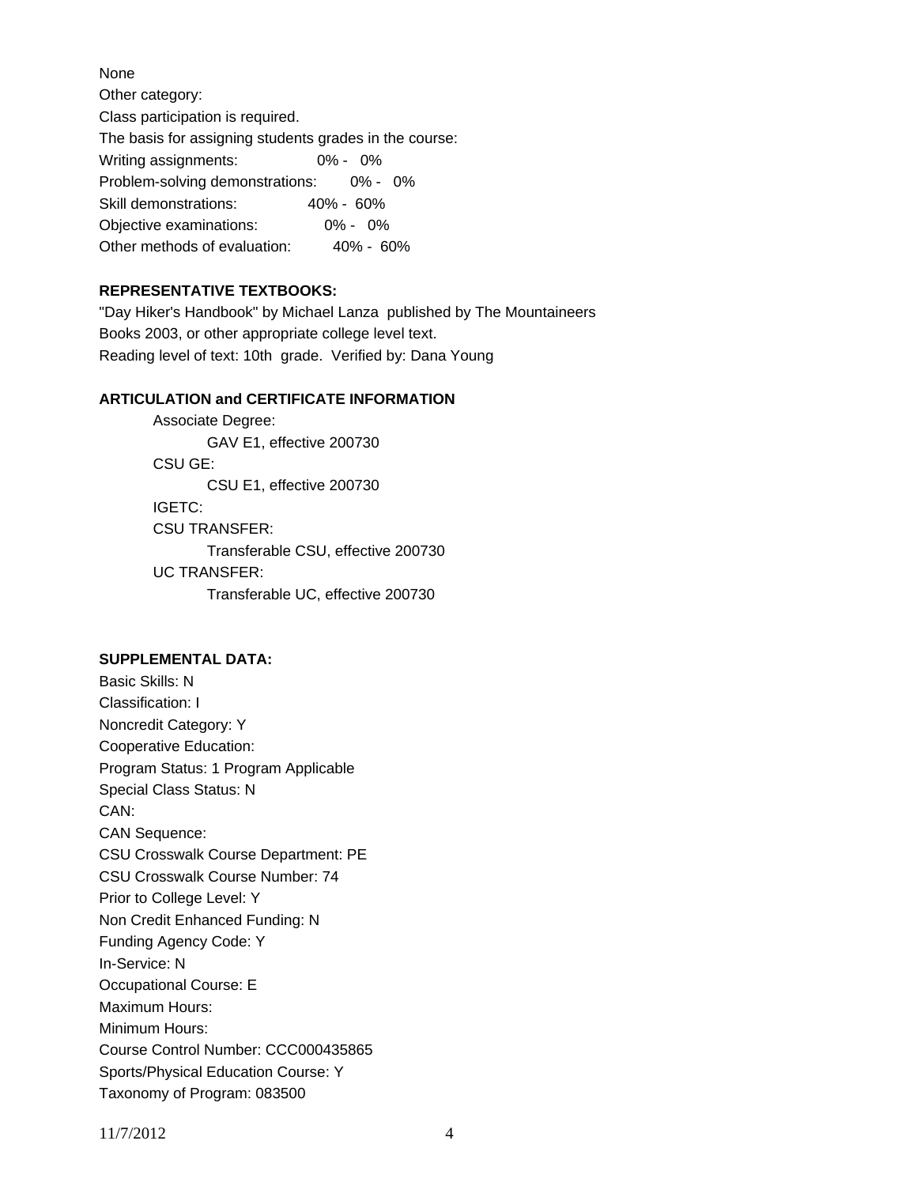None

Other category:

Class participation is required.

The basis for assigning students grades in the course:

| | |
|---|---|
| Writing assignments: | 0% - 0% |
| Problem-solving demonstrations: | 0% - 0% |
| Skill demonstrations: | 40% - 60% |
| Objective examinations: | 0% - 0% |
| Other methods of evaluation: | 40% - 60% |

**REPRESENTATIVE TEXTBOOKS:**

"Day Hiker's Handbook" by Michael Lanza published by The Mountaineers Books 2003, or other appropriate college level text.

Reading level of text: 10th grade. Verified by: Dana Young

**ARTICULATION and CERTIFICATE INFORMATION**

Associate Degree:
 GAV E1, effective 200730

CSU GE:
 CSU E1, effective 200730

IGETC:

CSU TRANSFER:
 Transferable CSU, effective 200730

UC TRANSFER:
 Transferable UC, effective 200730

**SUPPLEMENTAL DATA:**

Basic Skills: N

Classification: I

Noncredit Category: Y

Cooperative Education:

Program Status: 1 Program Applicable

Special Class Status: N

CAN:

CAN Sequence:

CSU Crosswalk Course Department: PE

CSU Crosswalk Course Number: 74

Prior to College Level: Y

Non Credit Enhanced Funding: N

Funding Agency Code: Y

In-Service: N

Occupational Course: E

Maximum Hours:

Minimum Hours:

Course Control Number: CCC000435865

Sports/Physical Education Course: Y

Taxonomy of Program: 083500